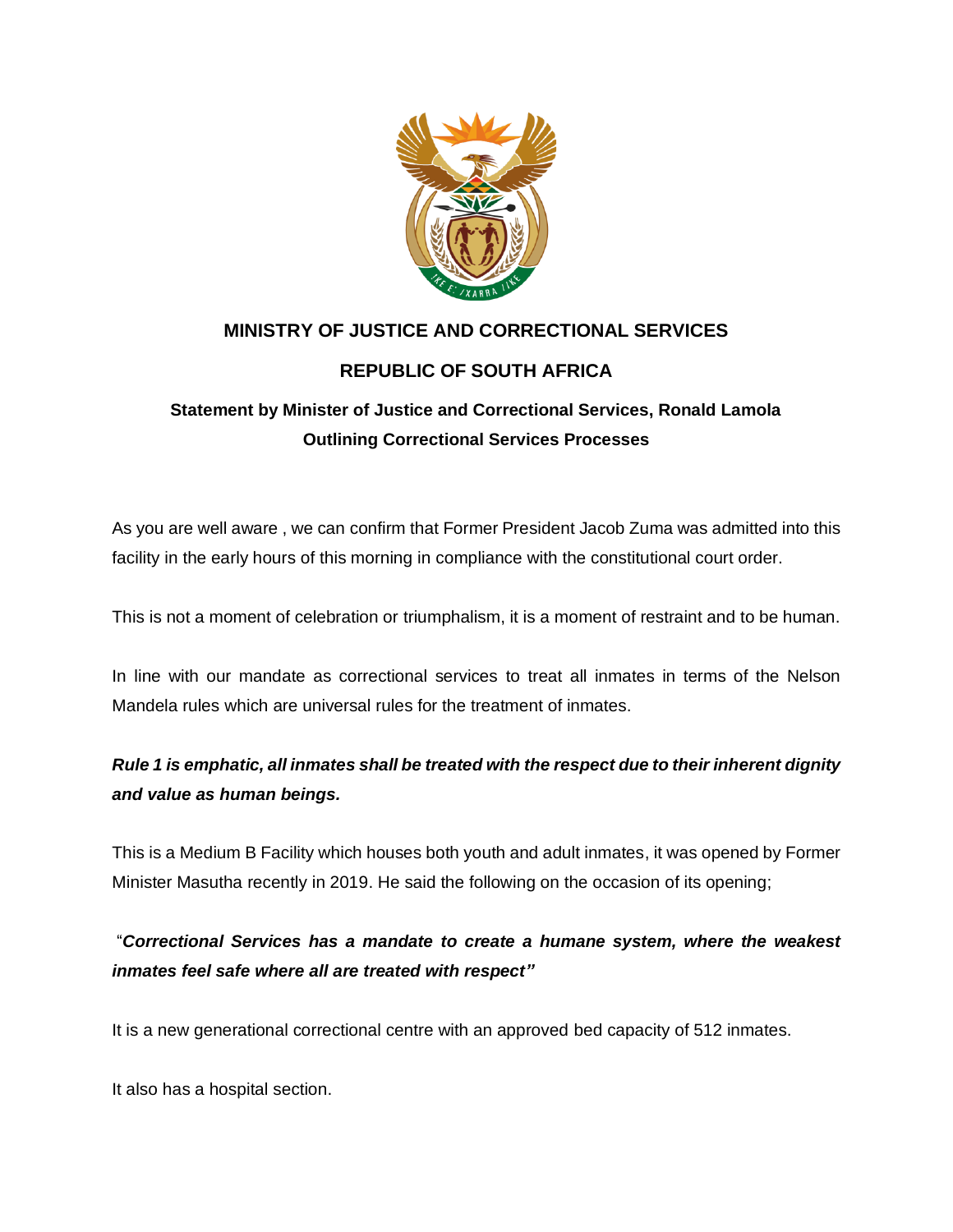# MINISTRY OF JUSTICE AND CORRECTIONAL SERVICES

# REPUBLIC OF SOUTH AFRICA

## Statement by Minister of Justice and Correctional Services, Ronald Lamola Outlining Correctional Services Processes

As you are well aware , we can confirm that Former President Jacob Zuma was admitted into this facility in the early hours of this morning in compliance with the constitutional court order.

This is not a moment of celebration or triumphalism, it is a moment of restraint and to be human.

In line with our mandate as correctional services to treat all inmates in terms of the Nelson Mandela rules which are universal rules for the treatment of inmates.

***Rule 1 is emphatic, all inmates shall be treated with the respect due to their inherent dignity and value as human beings.***

This is a Medium B Facility which houses both youth and adult inmates, it was opened by Former Minister Masutha recently in 2019. He said the following on the occasion of its opening;

"***Correctional Services has a mandate to create a humane system, where the weakest inmates feel safe where all are treated with respect"***

It is a new generational correctional centre with an approved bed capacity of 512 inmates.

It also has a hospital section.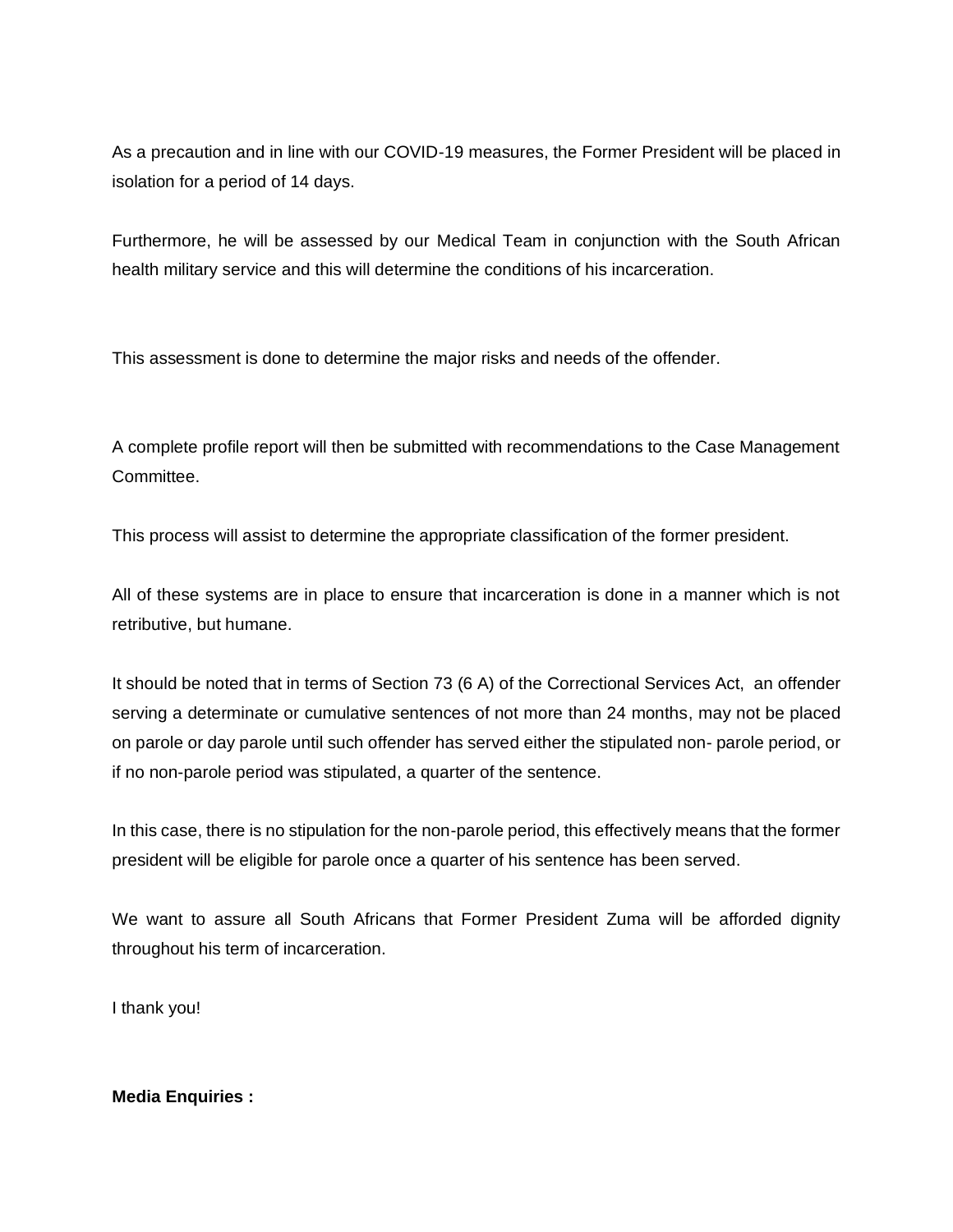As a precaution and in line with our COVID-19 measures, the Former President will be placed in isolation for a period of 14 days.

Furthermore, he will be assessed by our Medical Team in conjunction with the South African health military service and this will determine the conditions of his incarceration.

This assessment is done to determine the major risks and needs of the offender.

A complete profile report will then be submitted with recommendations to the Case Management Committee.

This process will assist to determine the appropriate classification of the former president.

All of these systems are in place to ensure that incarceration is done in a manner which is not retributive, but humane.

It should be noted that in terms of Section 73 (6 A) of the Correctional Services Act, an offender serving a determinate or cumulative sentences of not more than 24 months, may not be placed on parole or day parole until such offender has served either the stipulated non- parole period, or if no non-parole period was stipulated, a quarter of the sentence.

In this case, there is no stipulation for the non-parole period, this effectively means that the former president will be eligible for parole once a quarter of his sentence has been served.

We want to assure all South Africans that Former President Zuma will be afforded dignity throughout his term of incarceration.

I thank you!

**Media Enquiries :**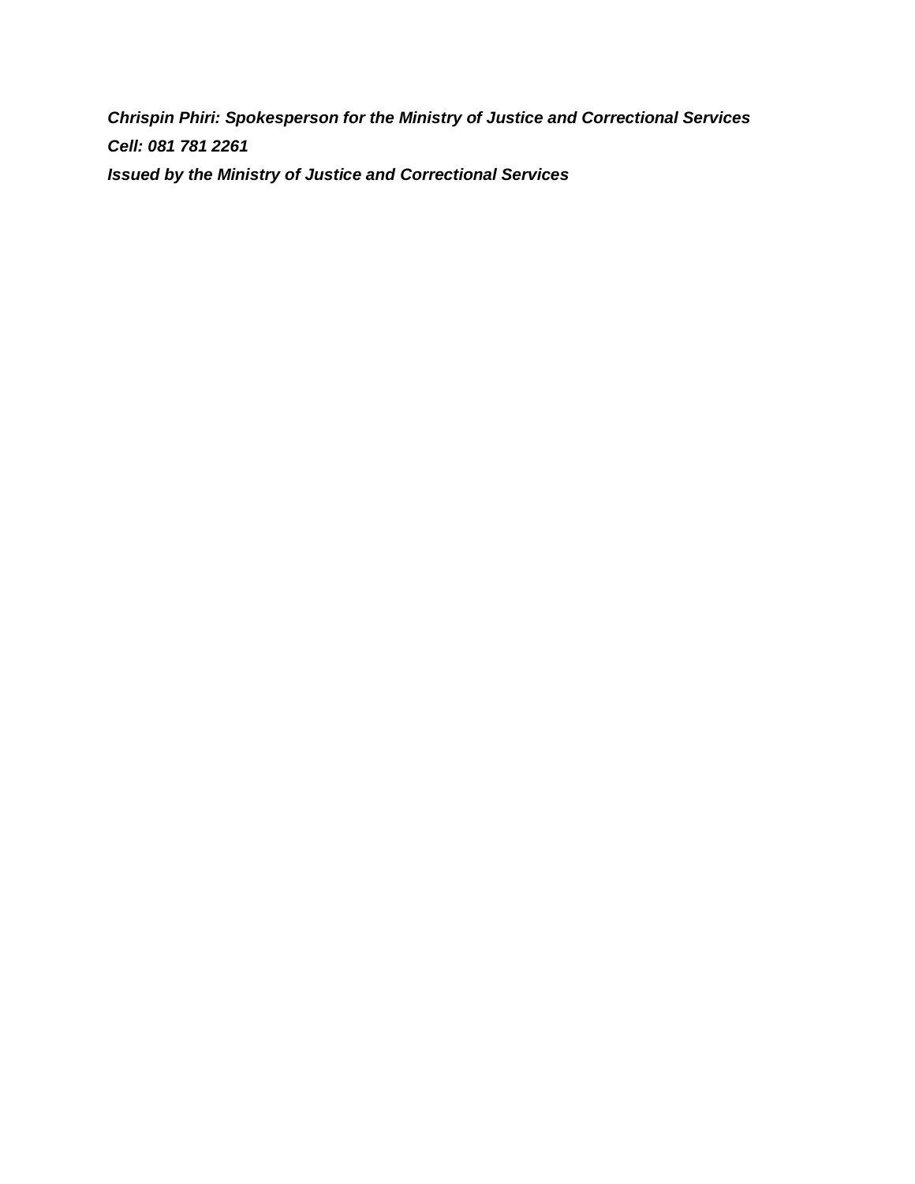***Chrispin Phiri: Spokesperson for the Ministry of Justice and Correctional Services***
***Cell: 081 781 2261***
***Issued by the Ministry of Justice and Correctional Services***